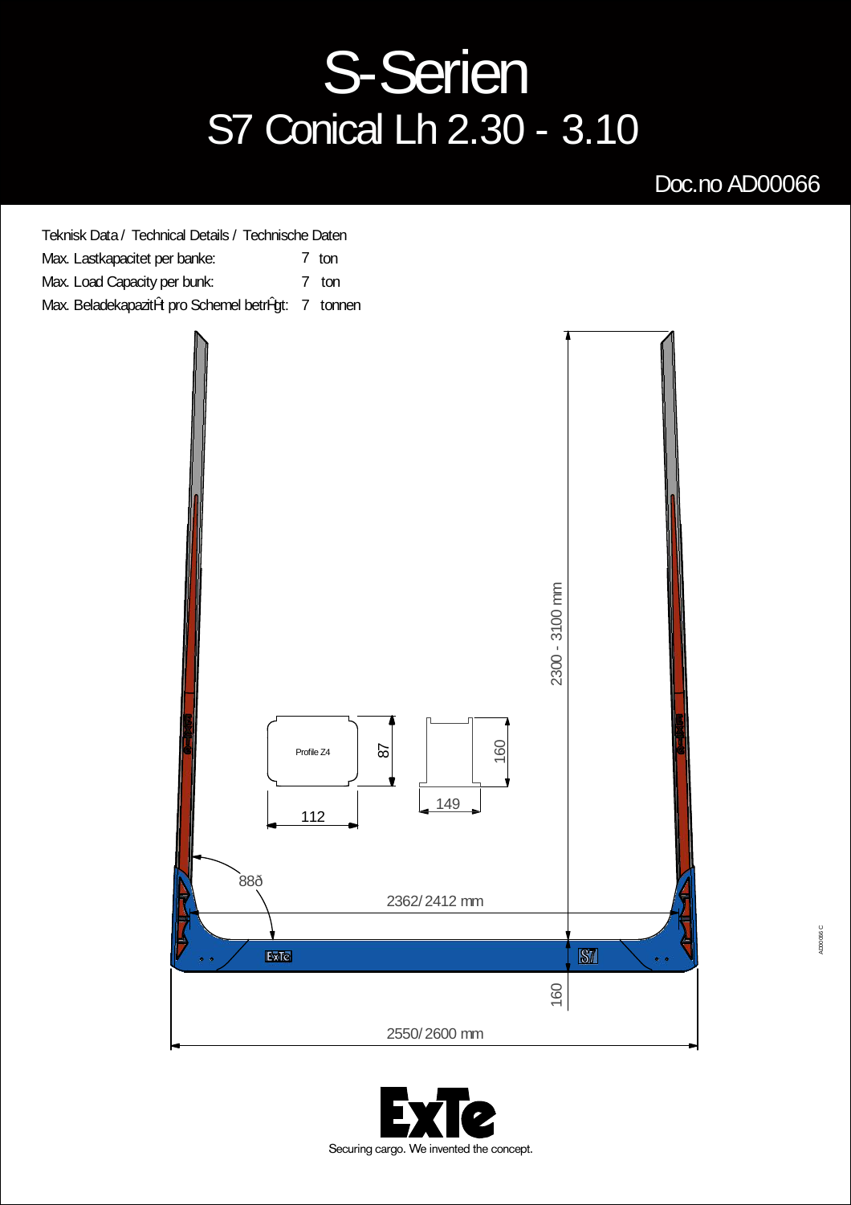# S-Serien

## S7 Conical Lh 2.30 - 3.10

Doc.no AD00066

Teknisk Data / Technical Details / Technische Daten

| | |
|---|---|
| Max. Lastkapacitet per banke: | 7 ton |
| Max. Load Capacity per bunk: | 7 ton |
| Max. BeladekapazitÊt pro Schemel betrÊgt: | 7 tonnen |

2300 - 3100 mm

Profile Z4

87

112

160

149

88ð

2362/2412 mm

160

2550/2600 mm

Securing cargo. We invented the concept.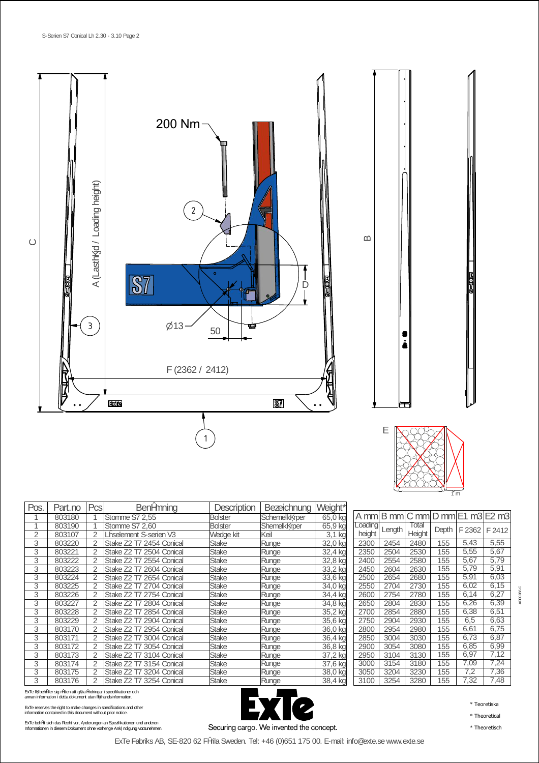200 Nm

2

C

A (Lasthöjd / Loading height)

B

D

Ø13

50

3

F (2362 / 2412)

1

E

1 m

| Pos. | Part.no | Pcs | Benämning | Description | Bezeichnung | Weight* |
|---|---|---|---|---|---|---|
| 1 | 803180 | 1 | Stomme S7 2,55 | Bolster | Schemelkörper | 65,0 kg |
| 1 | 803190 | 1 | Stomme S7 2,60 | Bolster | Shemelkörper | 65,9 kg |
| 2 | 803107 | 2 | Låselement S-serien V3 | Wedge kit | Keil | 3,1 kg |
| 3 | 803220 | 2 | Stake Z2 T7 2454 Conical | Stake | Runge | 32,0 kg |
| 3 | 803221 | 2 | Stake Z2 T7 2504 Conical | Stake | Runge | 32,4 kg |
| 3 | 803222 | 2 | Stake Z2 T7 2554 Conical | Stake | Runge | 32,8 kg |
| 3 | 803223 | 2 | Stake Z2 T7 2604 Conical | Stake | Runge | 33,2 kg |
| 3 | 803224 | 2 | Stake Z2 T7 2654 Conical | Stake | Runge | 33,6 kg |
| 3 | 803225 | 2 | Stake Z2 T7 2704 Conical | Stake | Runge | 34,0 kg |
| 3 | 803226 | 2 | Stake Z2 T7 2754 Conical | Stake | Runge | 34,4 kg |
| 3 | 803227 | 2 | Stake Z2 T7 2804 Conical | Stake | Runge | 34,8 kg |
| 3 | 803228 | 2 | Stake Z2 T7 2854 Conical | Stake | Runge | 35,2 kg |
| 3 | 803229 | 2 | Stake Z2 T7 2904 Conical | Stake | Runge | 35,6 kg |
| 3 | 803170 | 2 | Stake Z2 T7 2954 Conical | Stake | Runge | 36,0 kg |
| 3 | 803171 | 2 | Stake Z2 T7 3004 Conical | Stake | Runge | 36,4 kg |
| 3 | 803172 | 2 | Stake Z2 T7 3054 Conical | Stake | Runge | 36,8 kg |
| 3 | 803173 | 2 | Stake Z2 T7 3104 Conical | Stake | Runge | 37,2 kg |
| 3 | 803174 | 2 | Stake Z2 T7 3154 Conical | Stake | Runge | 37,6 kg |
| 3 | 803175 | 2 | Stake Z2 T7 3204 Conical | Stake | Runge | 38,0 kg |
| 3 | 803176 | 2 | Stake Z2 T7 3254 Conical | Stake | Runge | 38,4 kg |

| A mm | B mm | C mm | D mm | E1 m3 | E2 m3 |
|---|---|---|---|---|---|
| Loading height | Length | Total Height | Depth | F 2362 | F 2412 |
| 2300 | 2454 | 2480 | 155 | 5,43 | 5,55 |
| 2350 | 2504 | 2530 | 155 | 5,55 | 5,67 |
| 2400 | 2554 | 2580 | 155 | 5,67 | 5,79 |
| 2450 | 2604 | 2630 | 155 | 5,79 | 5,91 |
| 2500 | 2654 | 2680 | 155 | 5,91 | 6,03 |
| 2550 | 2704 | 2730 | 155 | 6,02 | 6,15 |
| 2600 | 2754 | 2780 | 155 | 6,14 | 6,27 |
| 2650 | 2804 | 2830 | 155 | 6,26 | 6,39 |
| 2700 | 2854 | 2880 | 155 | 6,38 | 6,51 |
| 2750 | 2904 | 2930 | 155 | 6,5 | 6,63 |
| 2800 | 2954 | 2980 | 155 | 6,61 | 6,75 |
| 2850 | 3004 | 3030 | 155 | 6,73 | 6,87 |
| 2900 | 3054 | 3080 | 155 | 6,85 | 6,99 |
| 2950 | 3104 | 3130 | 155 | 6,97 | 7,12 |
| 3000 | 3154 | 3180 | 155 | 7,09 | 7,24 |
| 3050 | 3204 | 3230 | 155 | 7,2 | 7,36 |
| 3100 | 3254 | 3280 | 155 | 7,32 | 7,48 |

A000066 C

ExTe förbehåller sig rätten att göra ändringar i specifikationer och annan information i detta dokument utan förhandsinformation.

ExTe reserves the right to make changes in specifications and other information contained in this document without prior notice.

ExTe behält sich das Recht vor, Änderungen an Spezifikationen und anderen Informationen in diesem Dokument ohne vorherige Ankündigung vorzunehmen.

Securing cargo. We invented the concept.

* Teoretiska

* Theoretical

* Theoretisch

ExTe Fabriks AB, SE-820 62 Färila Sweden. Tel: +46 (0)651 175 00. E-mail: info@exte.se www.exte.se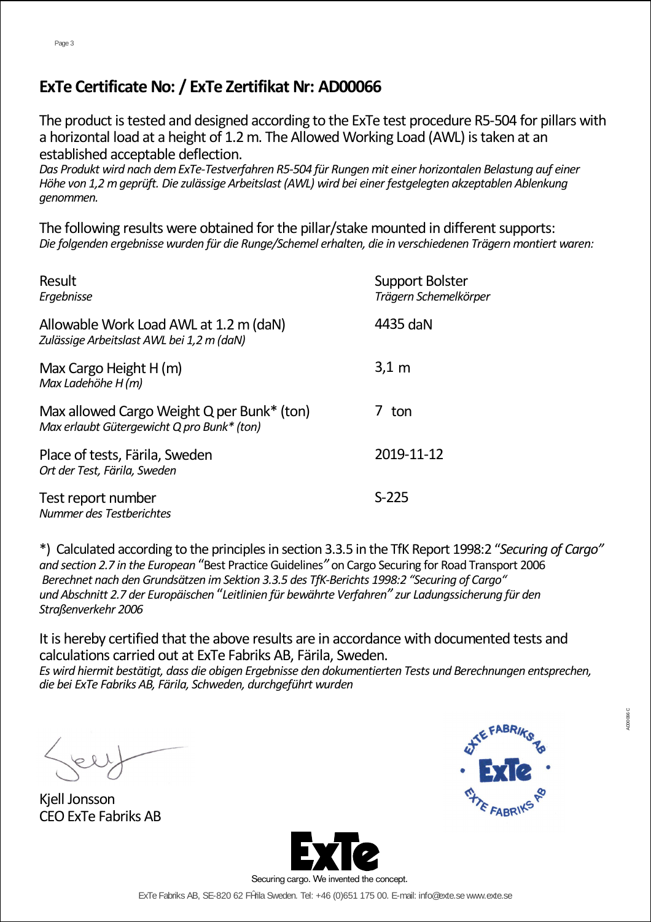## ExTe Certificate No: / ExTe Zertifikat Nr: AD00066

The product is tested and designed according to the ExTe test procedure R5-504 for pillars with a horizontal load at a height of 1.2 m. The Allowed Working Load (AWL) is taken at an established acceptable deflection.
*Das Produkt wird nach dem ExTe-Testverfahren R5-504 für Rungen mit einer horizontalen Belastung auf einer Höhe von 1,2 m geprüft. Die zulässige Arbeitslast (AWL) wird bei einer festgelegten akzeptablen Ablenkung genommen.*

The following results were obtained for the pillar/stake mounted in different supports:
*Die folgenden ergebnisse wurden für die Runge/Schemel erhalten, die in verschiedenen Trägern montiert waren:*

| Result<br>*Ergebnisse* | Support Bolster<br>*Trägern Schemelkörper* |
|---|---|
| Allowable Work Load AWL at 1.2 m (daN)<br>*Zulässige Arbeitslast AWL bei 1,2 m (daN)* | 4435 daN |
| Max Cargo Height H (m)<br>*Max Ladehöhe H (m)* | 3,1 m |
| Max allowed Cargo Weight Q per Bunk* (ton)<br>*Max erlaubt Gütergewicht Q pro Bunk* (ton)* | 7 ton |
| Place of tests, Färila, Sweden<br>*Ort der Test, Färila, Sweden* | 2019-11-12 |
| Test report number<br>*Nummer des Testberichtes* | S-225 |

*) Calculated according to the principles in section 3.3.5 in the TfK Report 1998:2 "*Securing of Cargo*" *and section 2.7 in the European* "Best Practice Guidelines" on Cargo Securing for Road Transport 2006
*Berechnet nach den Grundsätzen im Sektion 3.3.5 des TfK-Berichts 1998:2 "Securing of Cargo" und Abschnitt 2.7 der Europäischen "Leitlinien für bewährte Verfahren" zur Ladungssicherung für den Straßenverkehr 2006*

It is hereby certified that the above results are in accordance with documented tests and calculations carried out at ExTe Fabriks AB, Färila, Sweden.
*Es wird hiermit bestätigt, dass die obigen Ergebnisse den dokumentierten Tests und Berechnungen entsprechen, die bei ExTe Fabriks AB, Färila, Schweden, durchgeführt wurden*

Kjell Jonsson
CEO ExTe Fabriks AB

Securing cargo. We invented the concept.

ExTe Fabriks AB, SE-820 62 Färila Sweden. Tel: +46 (0)651 175 00. E-mail: info@exte.se www.exte.se